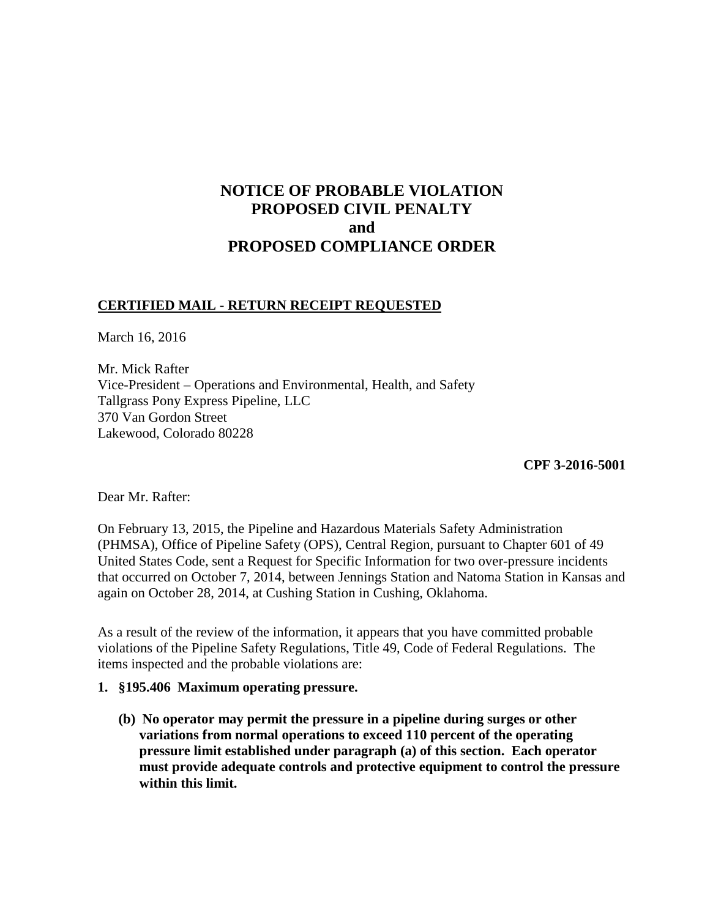# NOTICE OF PROBABLE VIOLATION
# PROPOSED CIVIL PENALTY
# and
# PROPOSED COMPLIANCE ORDER

**CERTIFIED MAIL - RETURN RECEIPT REQUESTED**

March 16, 2016

Mr. Mick Rafter
Vice-President – Operations and Environmental, Health, and Safety
Tallgrass Pony Express Pipeline, LLC
370 Van Gordon Street
Lakewood, Colorado 80228

**CPF 3-2016-5001**

Dear Mr. Rafter:

On February 13, 2015, the Pipeline and Hazardous Materials Safety Administration (PHMSA), Office of Pipeline Safety (OPS), Central Region, pursuant to Chapter 601 of 49 United States Code, sent a Request for Specific Information for two over-pressure incidents that occurred on October 7, 2014, between Jennings Station and Natoma Station in Kansas and again on October 28, 2014, at Cushing Station in Cushing, Oklahoma.

As a result of the review of the information, it appears that you have committed probable violations of the Pipeline Safety Regulations, Title 49, Code of Federal Regulations. The items inspected and the probable violations are:

1. **§195.406 Maximum operating pressure.**

   **(b) No operator may permit the pressure in a pipeline during surges or other variations from normal operations to exceed 110 percent of the operating pressure limit established under paragraph (a) of this section. Each operator must provide adequate controls and protective equipment to control the pressure within this limit.**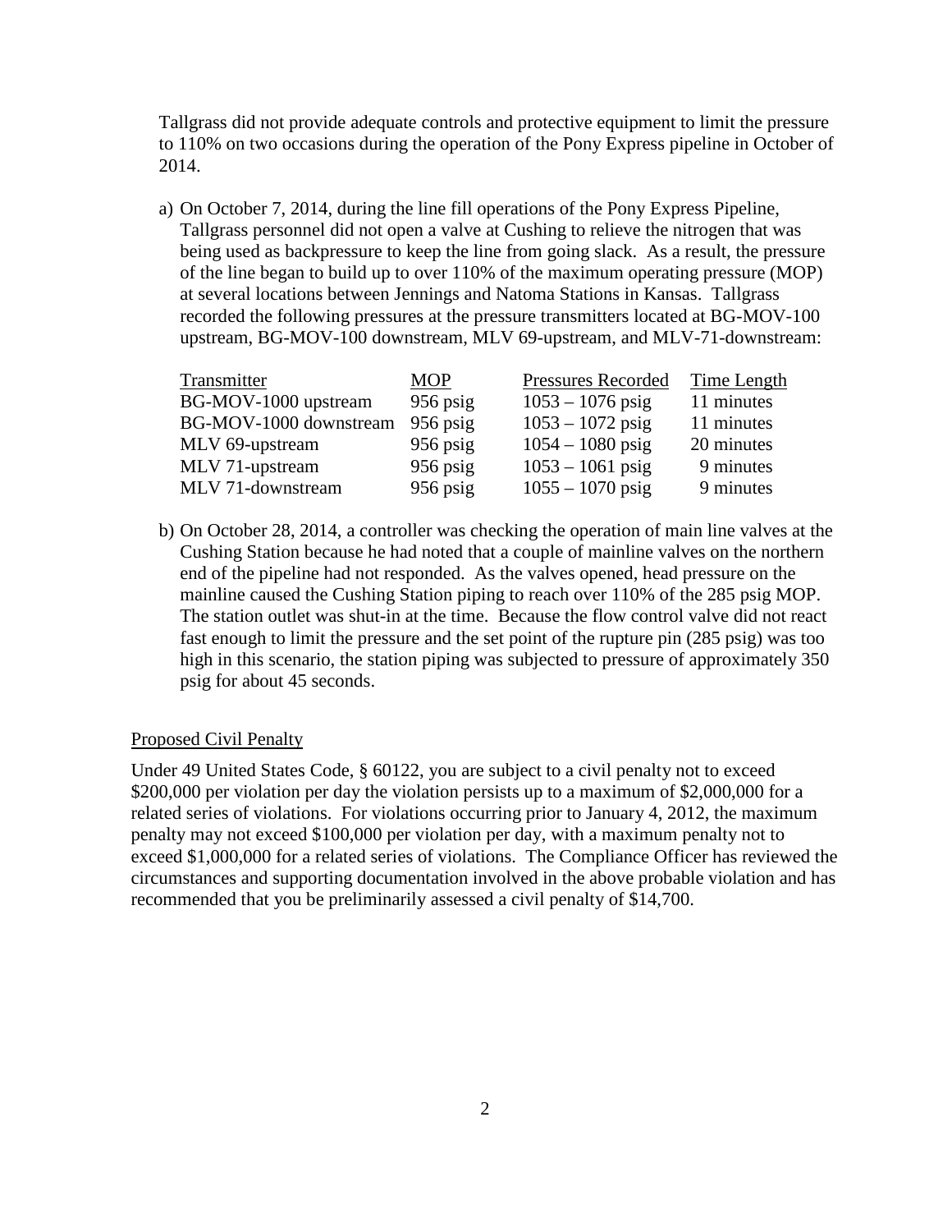Tallgrass did not provide adequate controls and protective equipment to limit the pressure to 110% on two occasions during the operation of the Pony Express pipeline in October of 2014.

a) On October 7, 2014, during the line fill operations of the Pony Express Pipeline, Tallgrass personnel did not open a valve at Cushing to relieve the nitrogen that was being used as backpressure to keep the line from going slack. As a result, the pressure of the line began to build up to over 110% of the maximum operating pressure (MOP) at several locations between Jennings and Natoma Stations in Kansas. Tallgrass recorded the following pressures at the pressure transmitters located at BG-MOV-100 upstream, BG-MOV-100 downstream, MLV 69-upstream, and MLV-71-downstream:

| Transmitter | MOP | Pressures Recorded | Time Length |
|---|---|---|---|
| BG-MOV-1000 upstream | 956 psig | 1053 – 1076 psig | 11 minutes |
| BG-MOV-1000 downstream | 956 psig | 1053 – 1072 psig | 11 minutes |
| MLV 69-upstream | 956 psig | 1054 – 1080 psig | 20 minutes |
| MLV 71-upstream | 956 psig | 1053 – 1061 psig | 9 minutes |
| MLV 71-downstream | 956 psig | 1055 – 1070 psig | 9 minutes |

b) On October 28, 2014, a controller was checking the operation of main line valves at the Cushing Station because he had noted that a couple of mainline valves on the northern end of the pipeline had not responded. As the valves opened, head pressure on the mainline caused the Cushing Station piping to reach over 110% of the 285 psig MOP. The station outlet was shut-in at the time. Because the flow control valve did not react fast enough to limit the pressure and the set point of the rupture pin (285 psig) was too high in this scenario, the station piping was subjected to pressure of approximately 350 psig for about 45 seconds.

Proposed Civil Penalty

Under 49 United States Code, § 60122, you are subject to a civil penalty not to exceed $200,000 per violation per day the violation persists up to a maximum of $2,000,000 for a related series of violations. For violations occurring prior to January 4, 2012, the maximum penalty may not exceed $100,000 per violation per day, with a maximum penalty not to exceed $1,000,000 for a related series of violations. The Compliance Officer has reviewed the circumstances and supporting documentation involved in the above probable violation and has recommended that you be preliminarily assessed a civil penalty of $14,700.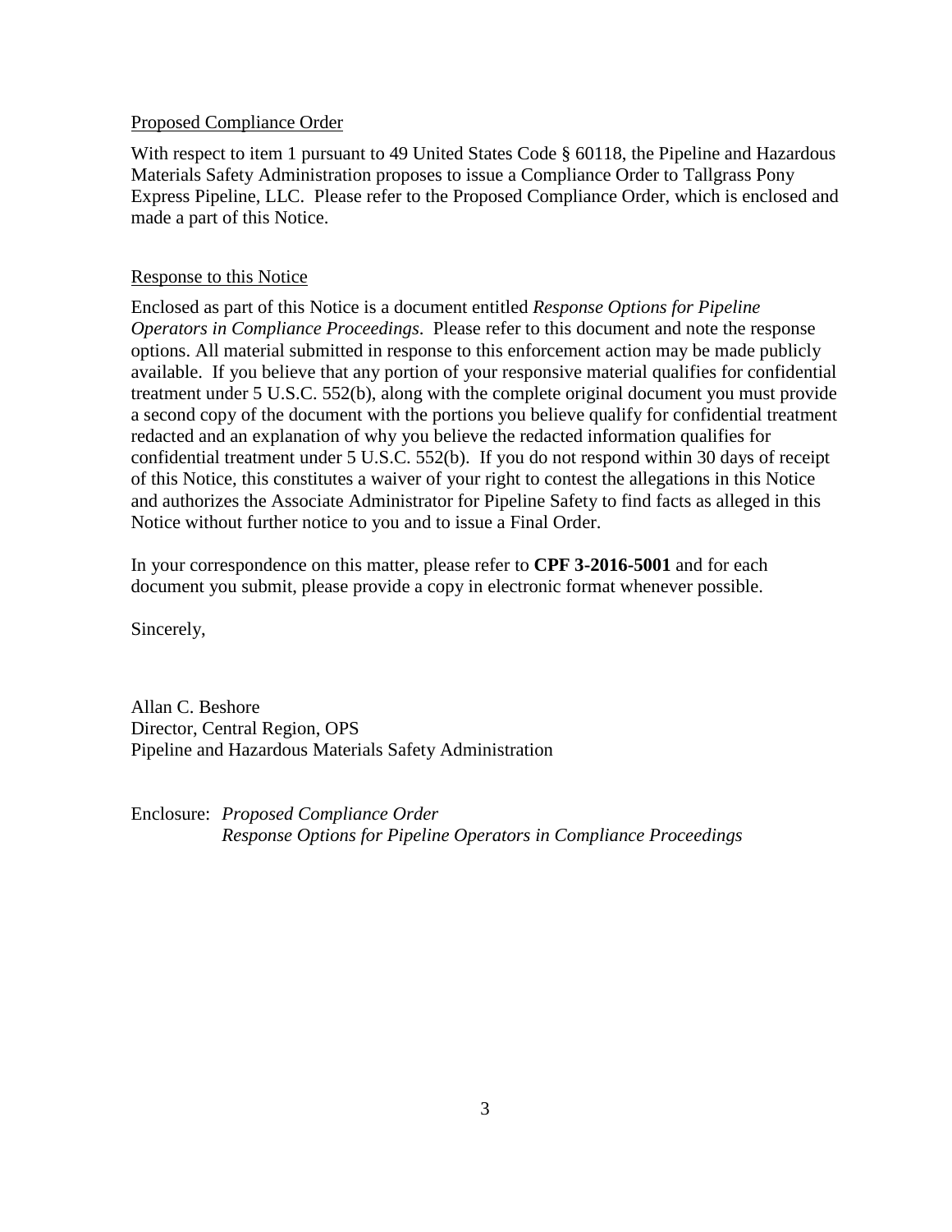Proposed Compliance Order

With respect to item 1 pursuant to 49 United States Code § 60118, the Pipeline and Hazardous Materials Safety Administration proposes to issue a Compliance Order to Tallgrass Pony Express Pipeline, LLC. Please refer to the Proposed Compliance Order, which is enclosed and made a part of this Notice.

Response to this Notice

Enclosed as part of this Notice is a document entitled *Response Options for Pipeline Operators in Compliance Proceedings*. Please refer to this document and note the response options. All material submitted in response to this enforcement action may be made publicly available. If you believe that any portion of your responsive material qualifies for confidential treatment under 5 U.S.C. 552(b), along with the complete original document you must provide a second copy of the document with the portions you believe qualify for confidential treatment redacted and an explanation of why you believe the redacted information qualifies for confidential treatment under 5 U.S.C. 552(b). If you do not respond within 30 days of receipt of this Notice, this constitutes a waiver of your right to contest the allegations in this Notice and authorizes the Associate Administrator for Pipeline Safety to find facts as alleged in this Notice without further notice to you and to issue a Final Order.

In your correspondence on this matter, please refer to **CPF 3-2016-5001** and for each document you submit, please provide a copy in electronic format whenever possible.

Sincerely,

Allan C. Beshore
Director, Central Region, OPS
Pipeline and Hazardous Materials Safety Administration

Enclosure: *Proposed Compliance Order*
*Response Options for Pipeline Operators in Compliance Proceedings*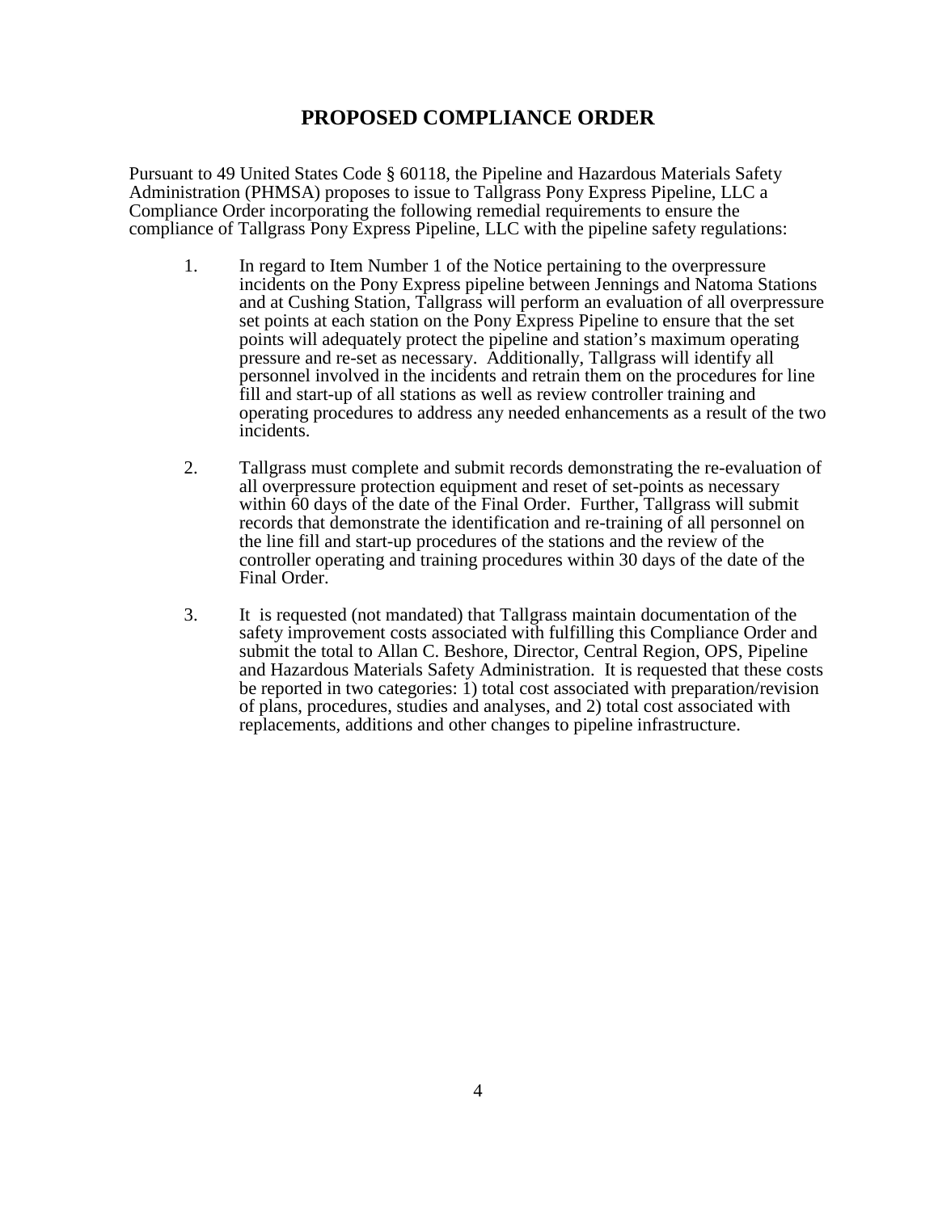## PROPOSED COMPLIANCE ORDER

Pursuant to 49 United States Code § 60118, the Pipeline and Hazardous Materials Safety Administration (PHMSA) proposes to issue to Tallgrass Pony Express Pipeline, LLC a Compliance Order incorporating the following remedial requirements to ensure the compliance of Tallgrass Pony Express Pipeline, LLC with the pipeline safety regulations:

1. In regard to Item Number 1 of the Notice pertaining to the overpressure incidents on the Pony Express pipeline between Jennings and Natoma Stations and at Cushing Station, Tallgrass will perform an evaluation of all overpressure set points at each station on the Pony Express Pipeline to ensure that the set points will adequately protect the pipeline and station's maximum operating pressure and re-set as necessary. Additionally, Tallgrass will identify all personnel involved in the incidents and retrain them on the procedures for line fill and start-up of all stations as well as review controller training and operating procedures to address any needed enhancements as a result of the two incidents.

2. Tallgrass must complete and submit records demonstrating the re-evaluation of all overpressure protection equipment and reset of set-points as necessary within 60 days of the date of the Final Order. Further, Tallgrass will submit records that demonstrate the identification and re-training of all personnel on the line fill and start-up procedures of the stations and the review of the controller operating and training procedures within 30 days of the date of the Final Order.

3. It is requested (not mandated) that Tallgrass maintain documentation of the safety improvement costs associated with fulfilling this Compliance Order and submit the total to Allan C. Beshore, Director, Central Region, OPS, Pipeline and Hazardous Materials Safety Administration. It is requested that these costs be reported in two categories: 1) total cost associated with preparation/revision of plans, procedures, studies and analyses, and 2) total cost associated with replacements, additions and other changes to pipeline infrastructure.